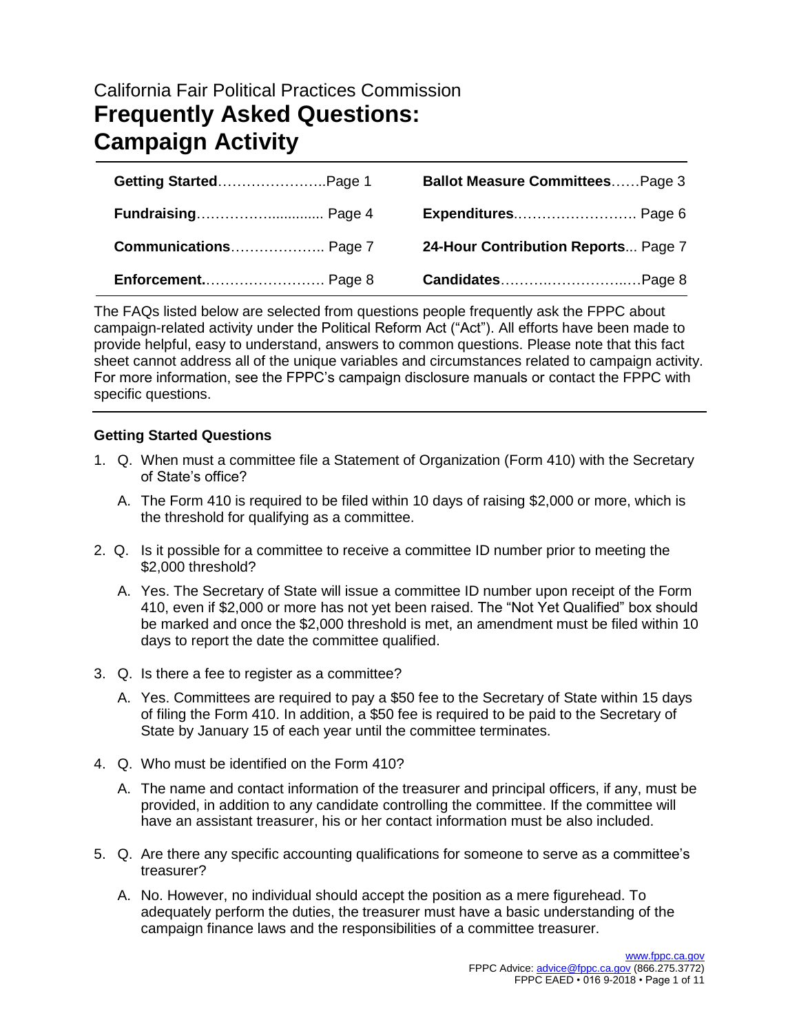California Fair Political Practices Commission

# Frequently Asked Questions: Campaign Activity

| | |
|---|---|
| **Getting Started**……………………..Page 1 | **Ballot Measure Committees**……Page 3 |
| **Fundraising**…………….............. Page 4 | **Expenditures**……………………. Page 6 |
| **Communications**……………….. Page 7 | **24-Hour Contribution Reports**... Page 7 |
| **Enforcement**……………………. Page 8 | **Candidates**……….……………..…Page 8 |

The FAQs listed below are selected from questions people frequently ask the FPPC about campaign-related activity under the Political Reform Act ("Act"). All efforts have been made to provide helpful, easy to understand, answers to common questions. Please note that this fact sheet cannot address all of the unique variables and circumstances related to campaign activity. For more information, see the FPPC's campaign disclosure manuals or contact the FPPC with specific questions.

### Getting Started Questions

1. Q. When must a committee file a Statement of Organization (Form 410) with the Secretary of State's office?

   A. The Form 410 is required to be filed within 10 days of raising $2,000 or more, which is the threshold for qualifying as a committee.

2. Q. Is it possible for a committee to receive a committee ID number prior to meeting the $2,000 threshold?

   A. Yes. The Secretary of State will issue a committee ID number upon receipt of the Form 410, even if $2,000 or more has not yet been raised. The "Not Yet Qualified" box should be marked and once the $2,000 threshold is met, an amendment must be filed within 10 days to report the date the committee qualified.

3. Q. Is there a fee to register as a committee?

   A. Yes. Committees are required to pay a $50 fee to the Secretary of State within 15 days of filing the Form 410. In addition, a $50 fee is required to be paid to the Secretary of State by January 15 of each year until the committee terminates.

4. Q. Who must be identified on the Form 410?

   A. The name and contact information of the treasurer and principal officers, if any, must be provided, in addition to any candidate controlling the committee. If the committee will have an assistant treasurer, his or her contact information must be also included.

5. Q. Are there any specific accounting qualifications for someone to serve as a committee's treasurer?

   A. No. However, no individual should accept the position as a mere figurehead. To adequately perform the duties, the treasurer must have a basic understanding of the campaign finance laws and the responsibilities of a committee treasurer.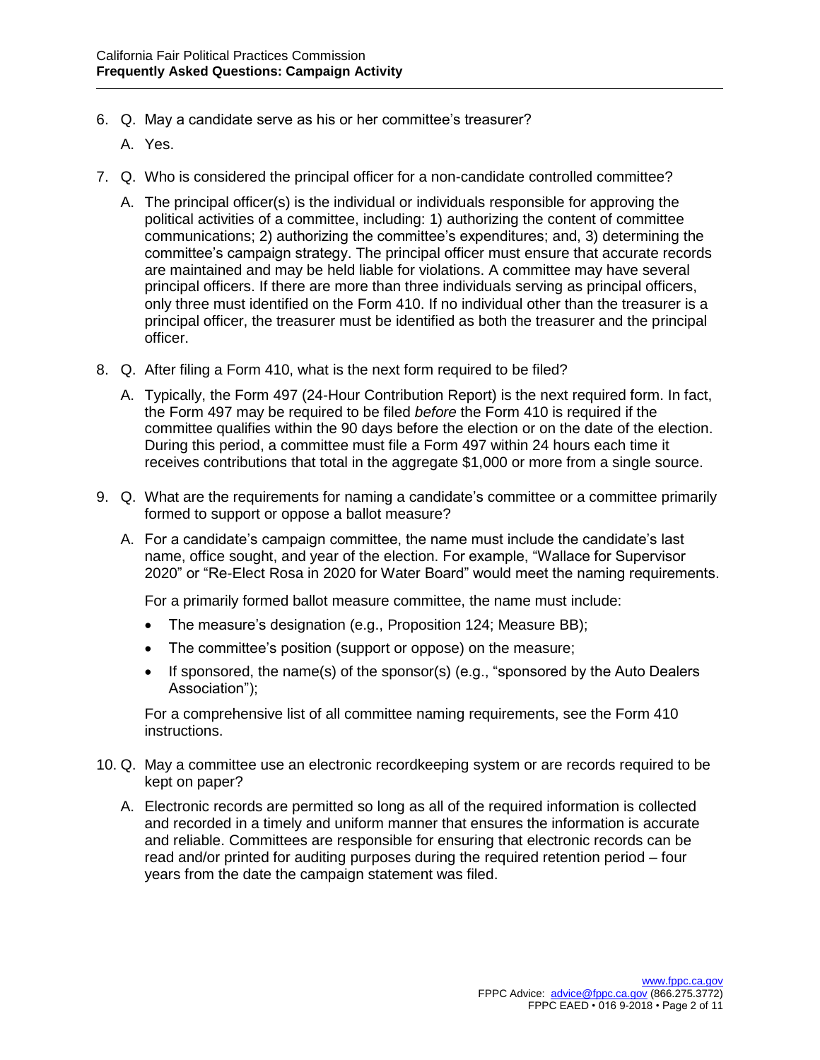6. Q. May a candidate serve as his or her committee's treasurer?

   A. Yes.

7. Q. Who is considered the principal officer for a non-candidate controlled committee?

   A. The principal officer(s) is the individual or individuals responsible for approving the political activities of a committee, including: 1) authorizing the content of committee communications; 2) authorizing the committee's expenditures; and, 3) determining the committee's campaign strategy. The principal officer must ensure that accurate records are maintained and may be held liable for violations. A committee may have several principal officers. If there are more than three individuals serving as principal officers, only three must identified on the Form 410. If no individual other than the treasurer is a principal officer, the treasurer must be identified as both the treasurer and the principal officer.

8. Q. After filing a Form 410, what is the next form required to be filed?

   A. Typically, the Form 497 (24-Hour Contribution Report) is the next required form. In fact, the Form 497 may be required to be filed *before* the Form 410 is required if the committee qualifies within the 90 days before the election or on the date of the election. During this period, a committee must file a Form 497 within 24 hours each time it receives contributions that total in the aggregate $1,000 or more from a single source.

9. Q. What are the requirements for naming a candidate's committee or a committee primarily formed to support or oppose a ballot measure?

   A. For a candidate's campaign committee, the name must include the candidate's last name, office sought, and year of the election. For example, "Wallace for Supervisor 2020" or "Re-Elect Rosa in 2020 for Water Board" would meet the naming requirements.

   For a primarily formed ballot measure committee, the name must include:

   - The measure's designation (e.g., Proposition 124; Measure BB);
   - The committee's position (support or oppose) on the measure;
   - If sponsored, the name(s) of the sponsor(s) (e.g., "sponsored by the Auto Dealers Association");

   For a comprehensive list of all committee naming requirements, see the Form 410 instructions.

10. Q. May a committee use an electronic recordkeeping system or are records required to be kept on paper?

    A. Electronic records are permitted so long as all of the required information is collected and recorded in a timely and uniform manner that ensures the information is accurate and reliable. Committees are responsible for ensuring that electronic records can be read and/or printed for auditing purposes during the required retention period – four years from the date the campaign statement was filed.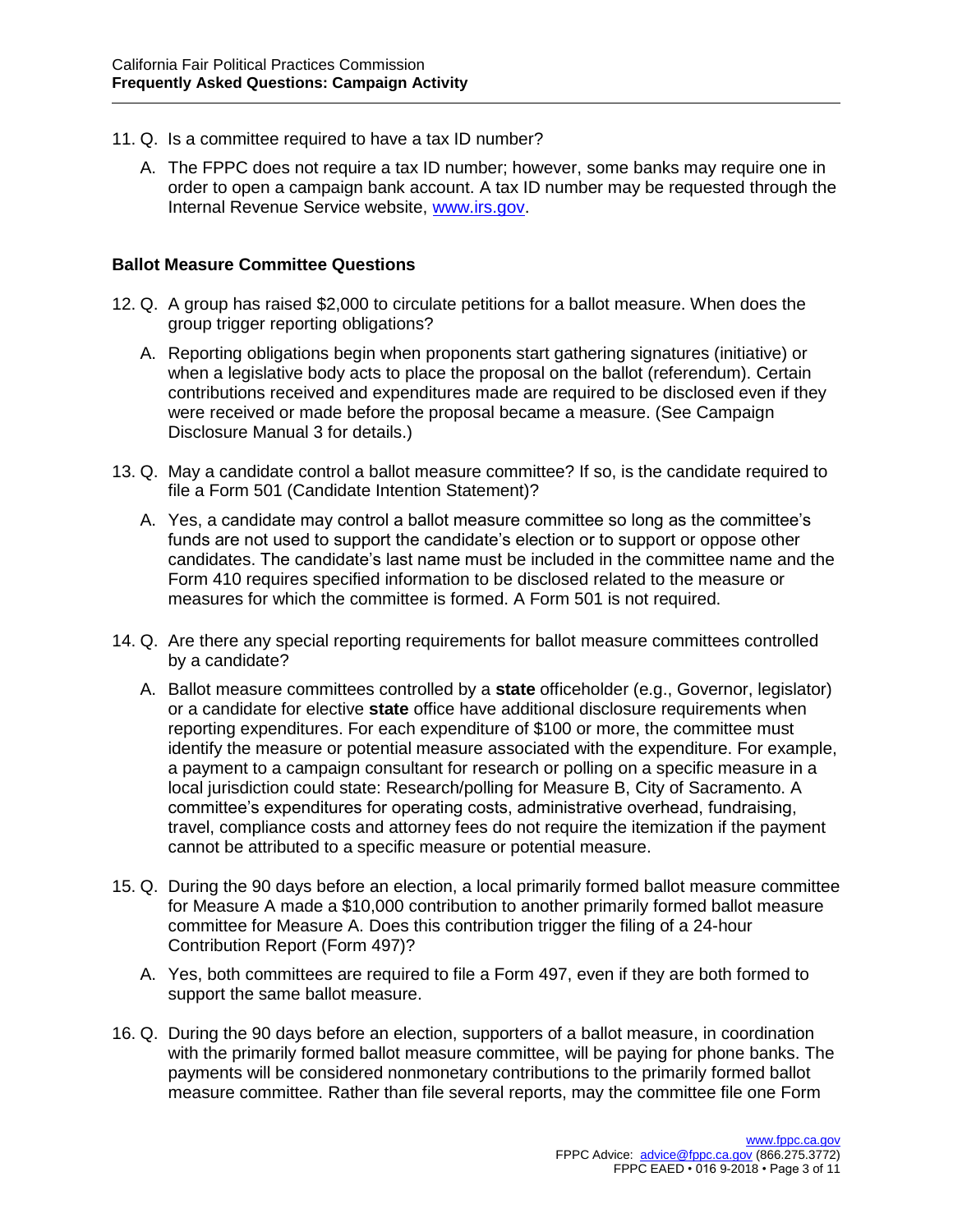11. Q. Is a committee required to have a tax ID number?

    A. The FPPC does not require a tax ID number; however, some banks may require one in order to open a campaign bank account. A tax ID number may be requested through the Internal Revenue Service website, [www.irs.gov](http://www.irs.gov).

### Ballot Measure Committee Questions

12. Q. A group has raised $2,000 to circulate petitions for a ballot measure. When does the group trigger reporting obligations?

    A. Reporting obligations begin when proponents start gathering signatures (initiative) or when a legislative body acts to place the proposal on the ballot (referendum). Certain contributions received and expenditures made are required to be disclosed even if they were received or made before the proposal became a measure. (See Campaign Disclosure Manual 3 for details.)

13. Q. May a candidate control a ballot measure committee? If so, is the candidate required to file a Form 501 (Candidate Intention Statement)?

    A. Yes, a candidate may control a ballot measure committee so long as the committee's funds are not used to support the candidate's election or to support or oppose other candidates. The candidate's last name must be included in the committee name and the Form 410 requires specified information to be disclosed related to the measure or measures for which the committee is formed. A Form 501 is not required.

14. Q. Are there any special reporting requirements for ballot measure committees controlled by a candidate?

    A. Ballot measure committees controlled by a **state** officeholder (e.g., Governor, legislator) or a candidate for elective **state** office have additional disclosure requirements when reporting expenditures. For each expenditure of $100 or more, the committee must identify the measure or potential measure associated with the expenditure. For example, a payment to a campaign consultant for research or polling on a specific measure in a local jurisdiction could state: Research/polling for Measure B, City of Sacramento. A committee's expenditures for operating costs, administrative overhead, fundraising, travel, compliance costs and attorney fees do not require the itemization if the payment cannot be attributed to a specific measure or potential measure.

15. Q. During the 90 days before an election, a local primarily formed ballot measure committee for Measure A made a $10,000 contribution to another primarily formed ballot measure committee for Measure A. Does this contribution trigger the filing of a 24-hour Contribution Report (Form 497)?

    A. Yes, both committees are required to file a Form 497, even if they are both formed to support the same ballot measure.

16. Q. During the 90 days before an election, supporters of a ballot measure, in coordination with the primarily formed ballot measure committee, will be paying for phone banks. The payments will be considered nonmonetary contributions to the primarily formed ballot measure committee. Rather than file several reports, may the committee file one Form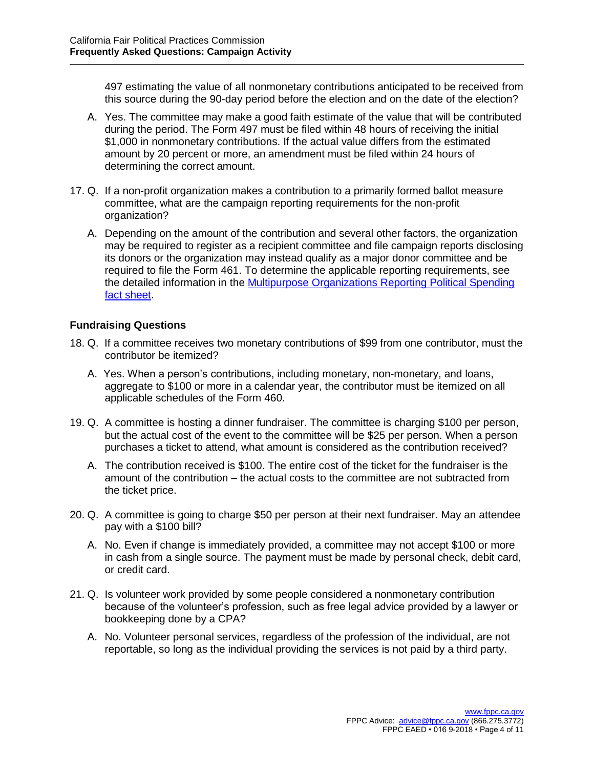497 estimating the value of all nonmonetary contributions anticipated to be received from this source during the 90-day period before the election and on the date of the election?

A. Yes. The committee may make a good faith estimate of the value that will be contributed during the period. The Form 497 must be filed within 48 hours of receiving the initial $1,000 in nonmonetary contributions. If the actual value differs from the estimated amount by 20 percent or more, an amendment must be filed within 24 hours of determining the correct amount.

17. Q. If a non-profit organization makes a contribution to a primarily formed ballot measure committee, what are the campaign reporting requirements for the non-profit organization?

    A. Depending on the amount of the contribution and several other factors, the organization may be required to register as a recipient committee and file campaign reports disclosing its donors or the organization may instead qualify as a major donor committee and be required to file the Form 461. To determine the applicable reporting requirements, see the detailed information in the Multipurpose Organizations Reporting Political Spending fact sheet.

### Fundraising Questions

18. Q. If a committee receives two monetary contributions of $99 from one contributor, must the contributor be itemized?

    A. Yes. When a person's contributions, including monetary, non-monetary, and loans, aggregate to $100 or more in a calendar year, the contributor must be itemized on all applicable schedules of the Form 460.

19. Q. A committee is hosting a dinner fundraiser. The committee is charging $100 per person, but the actual cost of the event to the committee will be $25 per person. When a person purchases a ticket to attend, what amount is considered as the contribution received?

    A. The contribution received is $100. The entire cost of the ticket for the fundraiser is the amount of the contribution – the actual costs to the committee are not subtracted from the ticket price.

20. Q. A committee is going to charge $50 per person at their next fundraiser. May an attendee pay with a $100 bill?

    A. No. Even if change is immediately provided, a committee may not accept $100 or more in cash from a single source. The payment must be made by personal check, debit card, or credit card.

21. Q. Is volunteer work provided by some people considered a nonmonetary contribution because of the volunteer's profession, such as free legal advice provided by a lawyer or bookkeeping done by a CPA?

    A. No. Volunteer personal services, regardless of the profession of the individual, are not reportable, so long as the individual providing the services is not paid by a third party.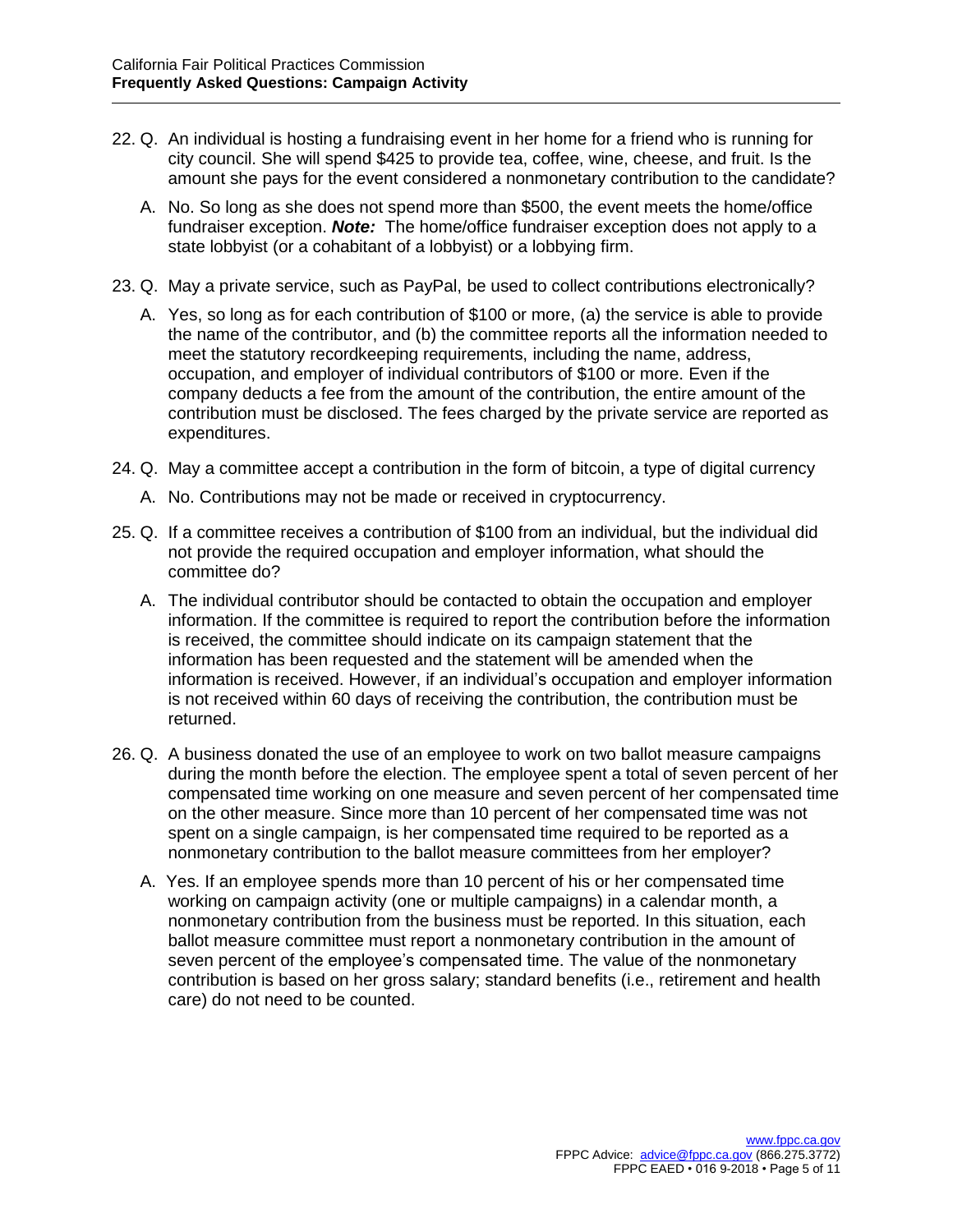22. Q. An individual is hosting a fundraising event in her home for a friend who is running for city council. She will spend $425 to provide tea, coffee, wine, cheese, and fruit. Is the amount she pays for the event considered a nonmonetary contribution to the candidate?

    A. No. So long as she does not spend more than $500, the event meets the home/office fundraiser exception. ***Note:*** The home/office fundraiser exception does not apply to a state lobbyist (or a cohabitant of a lobbyist) or a lobbying firm.

23. Q. May a private service, such as PayPal, be used to collect contributions electronically?

    A. Yes, so long as for each contribution of $100 or more, (a) the service is able to provide the name of the contributor, and (b) the committee reports all the information needed to meet the statutory recordkeeping requirements, including the name, address, occupation, and employer of individual contributors of $100 or more. Even if the company deducts a fee from the amount of the contribution, the entire amount of the contribution must be disclosed. The fees charged by the private service are reported as expenditures.

24. Q. May a committee accept a contribution in the form of bitcoin, a type of digital currency

    A. No. Contributions may not be made or received in cryptocurrency.

25. Q. If a committee receives a contribution of $100 from an individual, but the individual did not provide the required occupation and employer information, what should the committee do?

    A. The individual contributor should be contacted to obtain the occupation and employer information. If the committee is required to report the contribution before the information is received, the committee should indicate on its campaign statement that the information has been requested and the statement will be amended when the information is received. However, if an individual's occupation and employer information is not received within 60 days of receiving the contribution, the contribution must be returned.

26. Q. A business donated the use of an employee to work on two ballot measure campaigns during the month before the election. The employee spent a total of seven percent of her compensated time working on one measure and seven percent of her compensated time on the other measure. Since more than 10 percent of her compensated time was not spent on a single campaign, is her compensated time required to be reported as a nonmonetary contribution to the ballot measure committees from her employer?

    A. Yes. If an employee spends more than 10 percent of his or her compensated time working on campaign activity (one or multiple campaigns) in a calendar month, a nonmonetary contribution from the business must be reported. In this situation, each ballot measure committee must report a nonmonetary contribution in the amount of seven percent of the employee's compensated time. The value of the nonmonetary contribution is based on her gross salary; standard benefits (i.e., retirement and health care) do not need to be counted.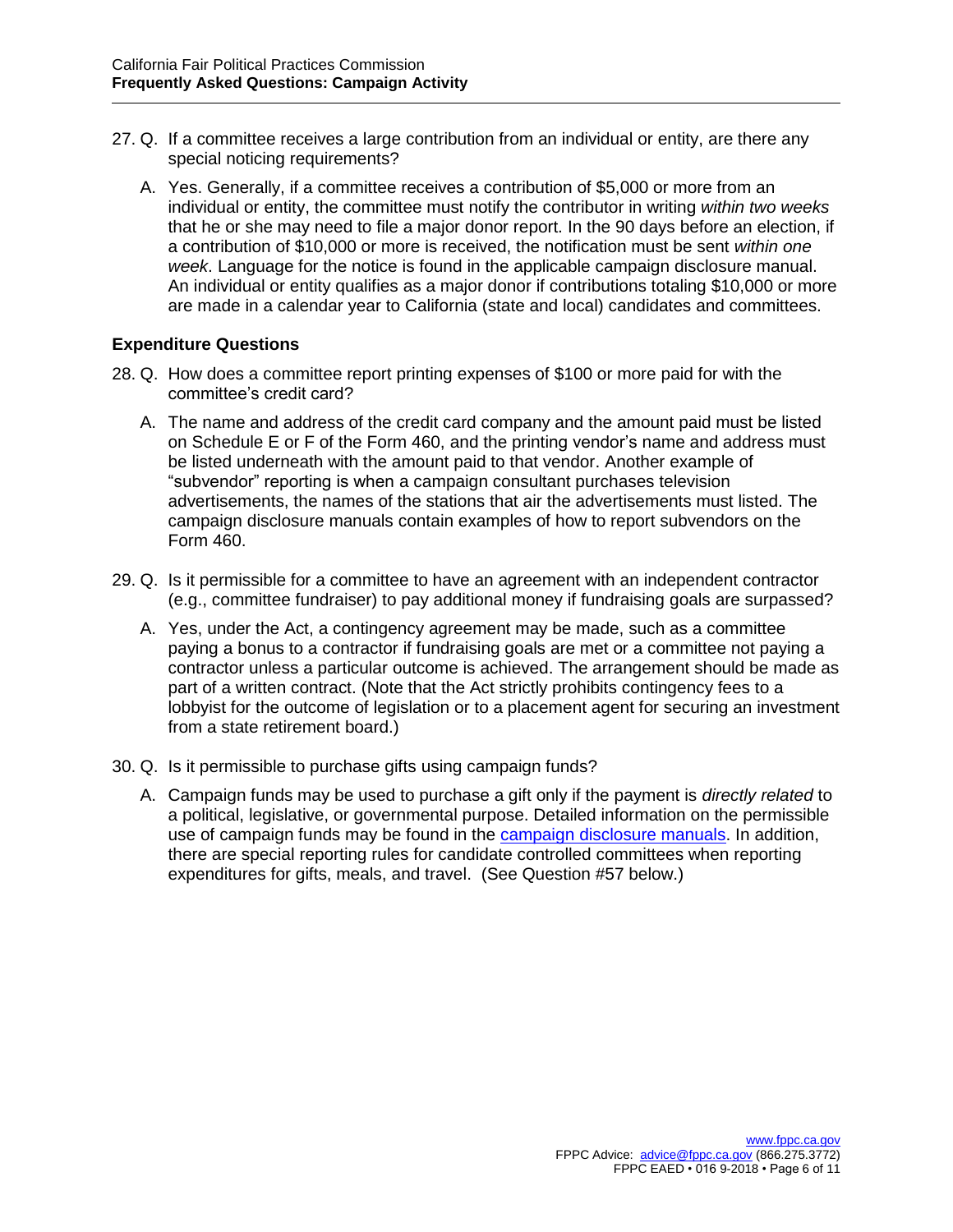27. Q. If a committee receives a large contribution from an individual or entity, are there any special noticing requirements?

    A. Yes. Generally, if a committee receives a contribution of $5,000 or more from an individual or entity, the committee must notify the contributor in writing *within two weeks* that he or she may need to file a major donor report. In the 90 days before an election, if a contribution of $10,000 or more is received, the notification must be sent *within one week*. Language for the notice is found in the applicable campaign disclosure manual. An individual or entity qualifies as a major donor if contributions totaling $10,000 or more are made in a calendar year to California (state and local) candidates and committees.

### Expenditure Questions

28. Q. How does a committee report printing expenses of $100 or more paid for with the committee's credit card?

    A. The name and address of the credit card company and the amount paid must be listed on Schedule E or F of the Form 460, and the printing vendor's name and address must be listed underneath with the amount paid to that vendor. Another example of "subvendor" reporting is when a campaign consultant purchases television advertisements, the names of the stations that air the advertisements must listed. The campaign disclosure manuals contain examples of how to report subvendors on the Form 460.

29. Q. Is it permissible for a committee to have an agreement with an independent contractor (e.g., committee fundraiser) to pay additional money if fundraising goals are surpassed?

    A. Yes, under the Act, a contingency agreement may be made, such as a committee paying a bonus to a contractor if fundraising goals are met or a committee not paying a contractor unless a particular outcome is achieved. The arrangement should be made as part of a written contract. (Note that the Act strictly prohibits contingency fees to a lobbyist for the outcome of legislation or to a placement agent for securing an investment from a state retirement board.)

30. Q. Is it permissible to purchase gifts using campaign funds?

    A. Campaign funds may be used to purchase a gift only if the payment is *directly related* to a political, legislative, or governmental purpose. Detailed information on the permissible use of campaign funds may be found in the campaign disclosure manuals. In addition, there are special reporting rules for candidate controlled committees when reporting expenditures for gifts, meals, and travel. (See Question #57 below.)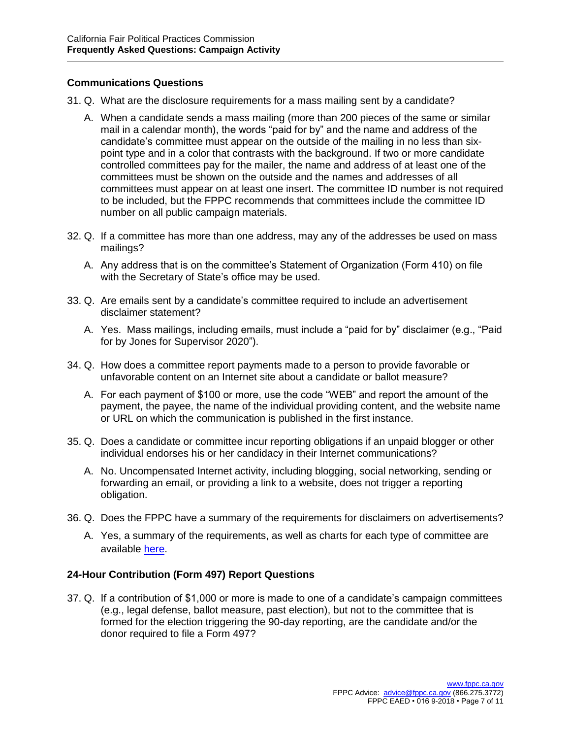## Communications Questions

31. Q. What are the disclosure requirements for a mass mailing sent by a candidate?

    A. When a candidate sends a mass mailing (more than 200 pieces of the same or similar mail in a calendar month), the words "paid for by" and the name and address of the candidate's committee must appear on the outside of the mailing in no less than six-point type and in a color that contrasts with the background. If two or more candidate controlled committees pay for the mailer, the name and address of at least one of the committees must be shown on the outside and the names and addresses of all committees must appear on at least one insert. The committee ID number is not required to be included, but the FPPC recommends that committees include the committee ID number on all public campaign materials.

32. Q. If a committee has more than one address, may any of the addresses be used on mass mailings?

    A. Any address that is on the committee's Statement of Organization (Form 410) on file with the Secretary of State's office may be used.

33. Q. Are emails sent by a candidate's committee required to include an advertisement disclaimer statement?

    A. Yes. Mass mailings, including emails, must include a "paid for by" disclaimer (e.g., "Paid for by Jones for Supervisor 2020").

34. Q. How does a committee report payments made to a person to provide favorable or unfavorable content on an Internet site about a candidate or ballot measure?

    A. For each payment of $100 or more, use the code "WEB" and report the amount of the payment, the payee, the name of the individual providing content, and the website name or URL on which the communication is published in the first instance.

35. Q. Does a candidate or committee incur reporting obligations if an unpaid blogger or other individual endorses his or her candidacy in their Internet communications?

    A. No. Uncompensated Internet activity, including blogging, social networking, sending or forwarding an email, or providing a link to a website, does not trigger a reporting obligation.

36. Q. Does the FPPC have a summary of the requirements for disclaimers on advertisements?

    A. Yes, a summary of the requirements, as well as charts for each type of committee are available here.

## 24-Hour Contribution (Form 497) Report Questions

37. Q. If a contribution of $1,000 or more is made to one of a candidate's campaign committees (e.g., legal defense, ballot measure, past election), but not to the committee that is formed for the election triggering the 90-day reporting, are the candidate and/or the donor required to file a Form 497?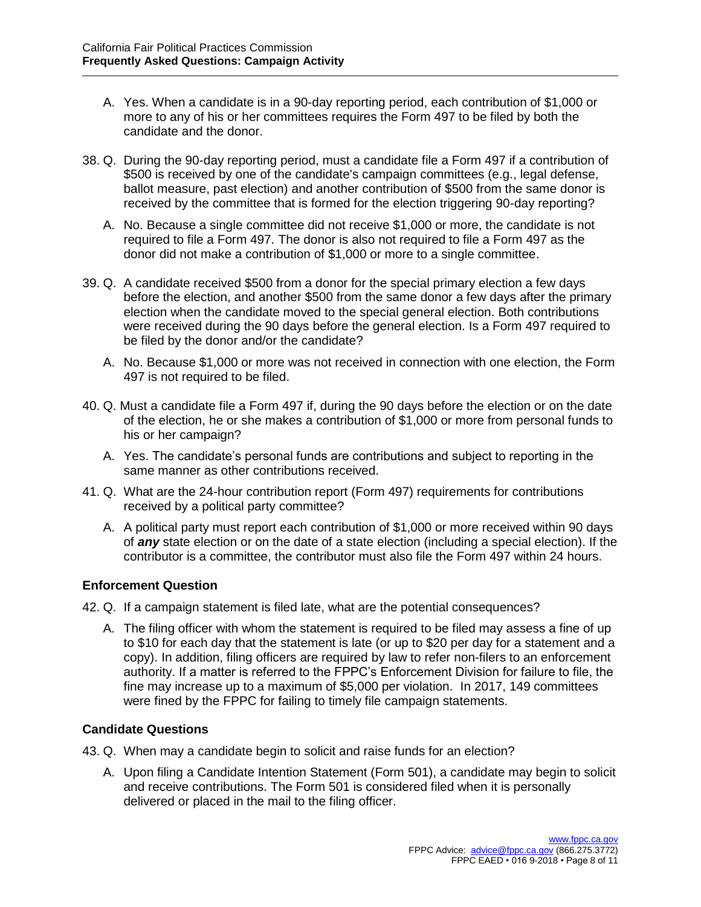A. Yes. When a candidate is in a 90-day reporting period, each contribution of $1,000 or more to any of his or her committees requires the Form 497 to be filed by both the candidate and the donor.

38. Q. During the 90-day reporting period, must a candidate file a Form 497 if a contribution of $500 is received by one of the candidate's campaign committees (e.g., legal defense, ballot measure, past election) and another contribution of $500 from the same donor is received by the committee that is formed for the election triggering 90-day reporting?

    A. No. Because a single committee did not receive $1,000 or more, the candidate is not required to file a Form 497. The donor is also not required to file a Form 497 as the donor did not make a contribution of $1,000 or more to a single committee.

39. Q. A candidate received $500 from a donor for the special primary election a few days before the election, and another $500 from the same donor a few days after the primary election when the candidate moved to the special general election. Both contributions were received during the 90 days before the general election. Is a Form 497 required to be filed by the donor and/or the candidate?

    A. No. Because $1,000 or more was not received in connection with one election, the Form 497 is not required to be filed.

40. Q. Must a candidate file a Form 497 if, during the 90 days before the election or on the date of the election, he or she makes a contribution of $1,000 or more from personal funds to his or her campaign?

    A. Yes. The candidate's personal funds are contributions and subject to reporting in the same manner as other contributions received.

41. Q. What are the 24-hour contribution report (Form 497) requirements for contributions received by a political party committee?

    A. A political party must report each contribution of $1,000 or more received within 90 days of ***any*** state election or on the date of a state election (including a special election). If the contributor is a committee, the contributor must also file the Form 497 within 24 hours.

### Enforcement Question

42. Q. If a campaign statement is filed late, what are the potential consequences?

    A. The filing officer with whom the statement is required to be filed may assess a fine of up to $10 for each day that the statement is late (or up to $20 per day for a statement and a copy). In addition, filing officers are required by law to refer non-filers to an enforcement authority. If a matter is referred to the FPPC's Enforcement Division for failure to file, the fine may increase up to a maximum of $5,000 per violation. In 2017, 149 committees were fined by the FPPC for failing to timely file campaign statements.

### Candidate Questions

43. Q. When may a candidate begin to solicit and raise funds for an election?

    A. Upon filing a Candidate Intention Statement (Form 501), a candidate may begin to solicit and receive contributions. The Form 501 is considered filed when it is personally delivered or placed in the mail to the filing officer.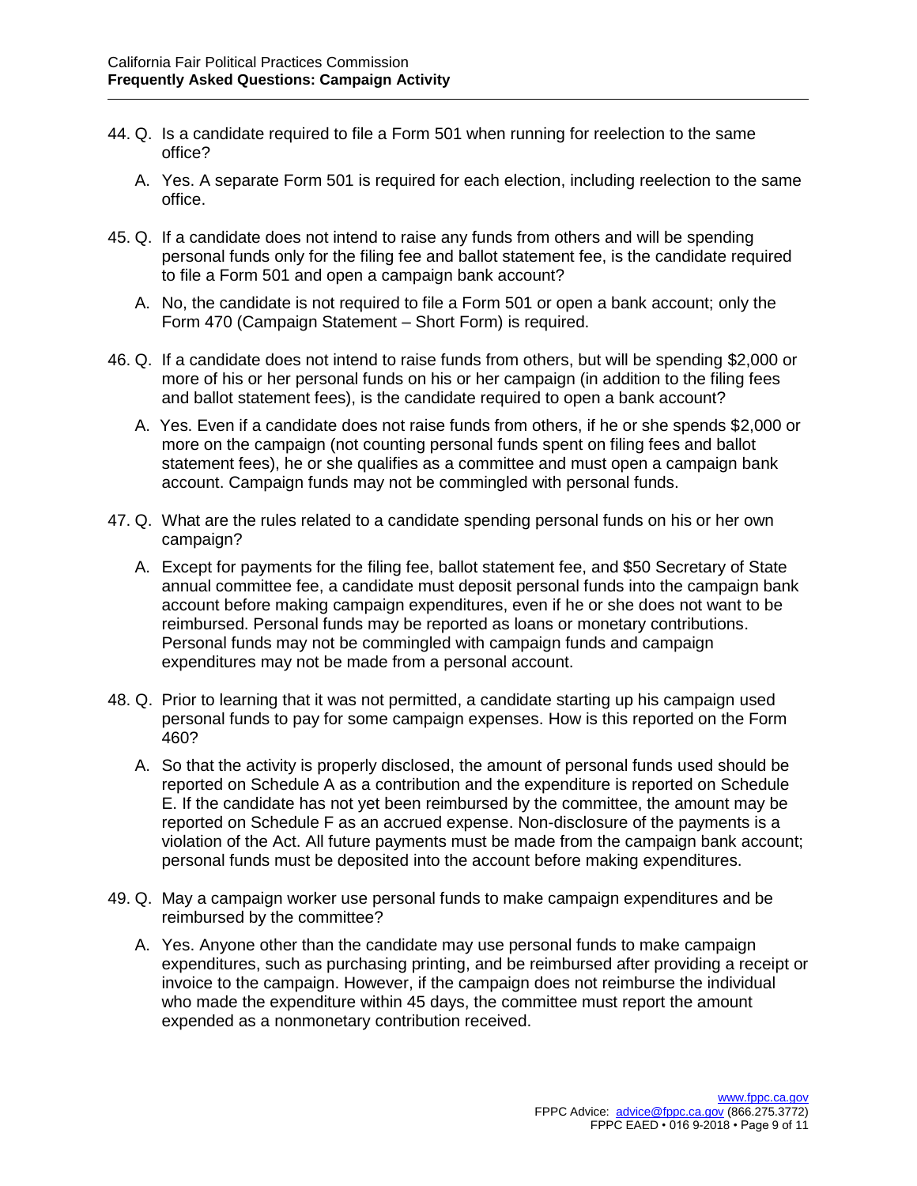44. Q. Is a candidate required to file a Form 501 when running for reelection to the same office?

    A. Yes. A separate Form 501 is required for each election, including reelection to the same office.

45. Q. If a candidate does not intend to raise any funds from others and will be spending personal funds only for the filing fee and ballot statement fee, is the candidate required to file a Form 501 and open a campaign bank account?

    A. No, the candidate is not required to file a Form 501 or open a bank account; only the Form 470 (Campaign Statement – Short Form) is required.

46. Q. If a candidate does not intend to raise funds from others, but will be spending $2,000 or more of his or her personal funds on his or her campaign (in addition to the filing fees and ballot statement fees), is the candidate required to open a bank account?

    A. Yes. Even if a candidate does not raise funds from others, if he or she spends $2,000 or more on the campaign (not counting personal funds spent on filing fees and ballot statement fees), he or she qualifies as a committee and must open a campaign bank account. Campaign funds may not be commingled with personal funds.

47. Q. What are the rules related to a candidate spending personal funds on his or her own campaign?

    A. Except for payments for the filing fee, ballot statement fee, and $50 Secretary of State annual committee fee, a candidate must deposit personal funds into the campaign bank account before making campaign expenditures, even if he or she does not want to be reimbursed. Personal funds may be reported as loans or monetary contributions. Personal funds may not be commingled with campaign funds and campaign expenditures may not be made from a personal account.

48. Q. Prior to learning that it was not permitted, a candidate starting up his campaign used personal funds to pay for some campaign expenses. How is this reported on the Form 460?

    A. So that the activity is properly disclosed, the amount of personal funds used should be reported on Schedule A as a contribution and the expenditure is reported on Schedule E. If the candidate has not yet been reimbursed by the committee, the amount may be reported on Schedule F as an accrued expense. Non-disclosure of the payments is a violation of the Act. All future payments must be made from the campaign bank account; personal funds must be deposited into the account before making expenditures.

49. Q. May a campaign worker use personal funds to make campaign expenditures and be reimbursed by the committee?

    A. Yes. Anyone other than the candidate may use personal funds to make campaign expenditures, such as purchasing printing, and be reimbursed after providing a receipt or invoice to the campaign. However, if the campaign does not reimburse the individual who made the expenditure within 45 days, the committee must report the amount expended as a nonmonetary contribution received.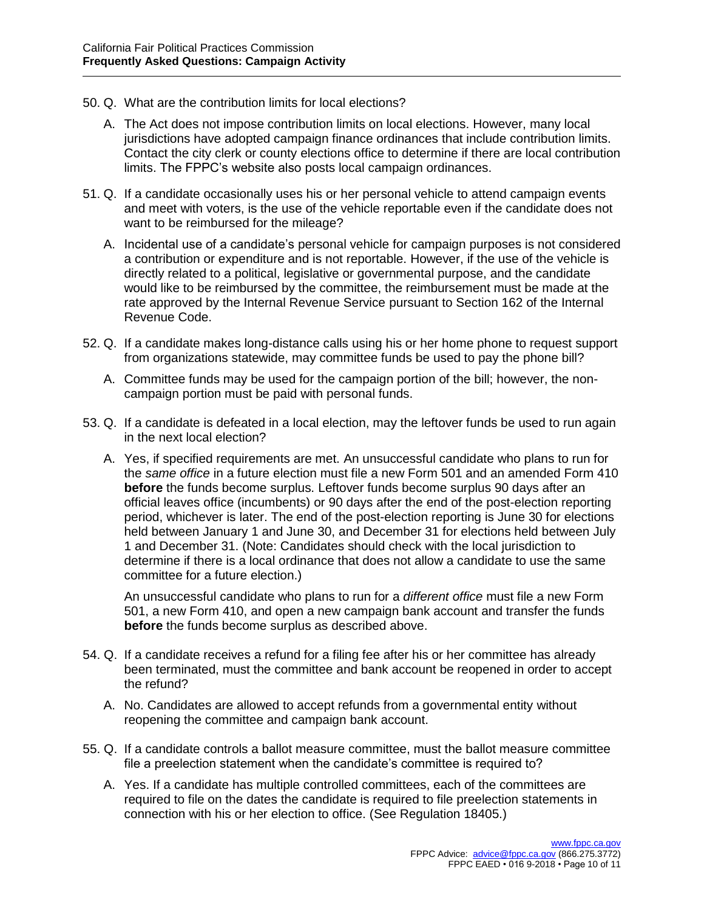50. Q. What are the contribution limits for local elections?

    A. The Act does not impose contribution limits on local elections. However, many local jurisdictions have adopted campaign finance ordinances that include contribution limits. Contact the city clerk or county elections office to determine if there are local contribution limits. The FPPC's website also posts local campaign ordinances.

51. Q. If a candidate occasionally uses his or her personal vehicle to attend campaign events and meet with voters, is the use of the vehicle reportable even if the candidate does not want to be reimbursed for the mileage?

    A. Incidental use of a candidate's personal vehicle for campaign purposes is not considered a contribution or expenditure and is not reportable. However, if the use of the vehicle is directly related to a political, legislative or governmental purpose, and the candidate would like to be reimbursed by the committee, the reimbursement must be made at the rate approved by the Internal Revenue Service pursuant to Section 162 of the Internal Revenue Code.

52. Q. If a candidate makes long-distance calls using his or her home phone to request support from organizations statewide, may committee funds be used to pay the phone bill?

    A. Committee funds may be used for the campaign portion of the bill; however, the non-campaign portion must be paid with personal funds.

53. Q. If a candidate is defeated in a local election, may the leftover funds be used to run again in the next local election?

    A. Yes, if specified requirements are met. An unsuccessful candidate who plans to run for the *same office* in a future election must file a new Form 501 and an amended Form 410 **before** the funds become surplus. Leftover funds become surplus 90 days after an official leaves office (incumbents) or 90 days after the end of the post-election reporting period, whichever is later. The end of the post-election reporting is June 30 for elections held between January 1 and June 30, and December 31 for elections held between July 1 and December 31. (Note: Candidates should check with the local jurisdiction to determine if there is a local ordinance that does not allow a candidate to use the same committee for a future election.)

       An unsuccessful candidate who plans to run for a *different office* must file a new Form 501, a new Form 410, and open a new campaign bank account and transfer the funds **before** the funds become surplus as described above.

54. Q. If a candidate receives a refund for a filing fee after his or her committee has already been terminated, must the committee and bank account be reopened in order to accept the refund?

    A. No. Candidates are allowed to accept refunds from a governmental entity without reopening the committee and campaign bank account.

55. Q. If a candidate controls a ballot measure committee, must the ballot measure committee file a preelection statement when the candidate's committee is required to?

    A. Yes. If a candidate has multiple controlled committees, each of the committees are required to file on the dates the candidate is required to file preelection statements in connection with his or her election to office. (See Regulation 18405.)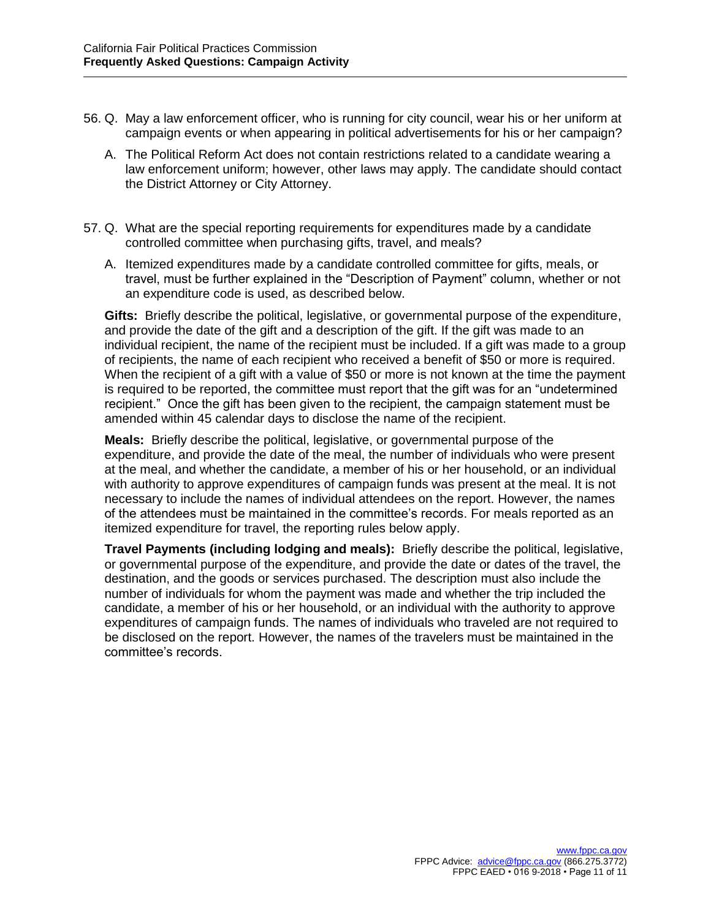56. Q. May a law enforcement officer, who is running for city council, wear his or her uniform at campaign events or when appearing in political advertisements for his or her campaign?

    A. The Political Reform Act does not contain restrictions related to a candidate wearing a law enforcement uniform; however, other laws may apply. The candidate should contact the District Attorney or City Attorney.

57. Q. What are the special reporting requirements for expenditures made by a candidate controlled committee when purchasing gifts, travel, and meals?

    A. Itemized expenditures made by a candidate controlled committee for gifts, meals, or travel, must be further explained in the "Description of Payment" column, whether or not an expenditure code is used, as described below.

    **Gifts:** Briefly describe the political, legislative, or governmental purpose of the expenditure, and provide the date of the gift and a description of the gift. If the gift was made to an individual recipient, the name of the recipient must be included. If a gift was made to a group of recipients, the name of each recipient who received a benefit of $50 or more is required. When the recipient of a gift with a value of $50 or more is not known at the time the payment is required to be reported, the committee must report that the gift was for an "undetermined recipient." Once the gift has been given to the recipient, the campaign statement must be amended within 45 calendar days to disclose the name of the recipient.

    **Meals:** Briefly describe the political, legislative, or governmental purpose of the expenditure, and provide the date of the meal, the number of individuals who were present at the meal, and whether the candidate, a member of his or her household, or an individual with authority to approve expenditures of campaign funds was present at the meal. It is not necessary to include the names of individual attendees on the report. However, the names of the attendees must be maintained in the committee's records. For meals reported as an itemized expenditure for travel, the reporting rules below apply.

    **Travel Payments (including lodging and meals):** Briefly describe the political, legislative, or governmental purpose of the expenditure, and provide the date or dates of the travel, the destination, and the goods or services purchased. The description must also include the number of individuals for whom the payment was made and whether the trip included the candidate, a member of his or her household, or an individual with the authority to approve expenditures of campaign funds. The names of individuals who traveled are not required to be disclosed on the report. However, the names of the travelers must be maintained in the committee's records.